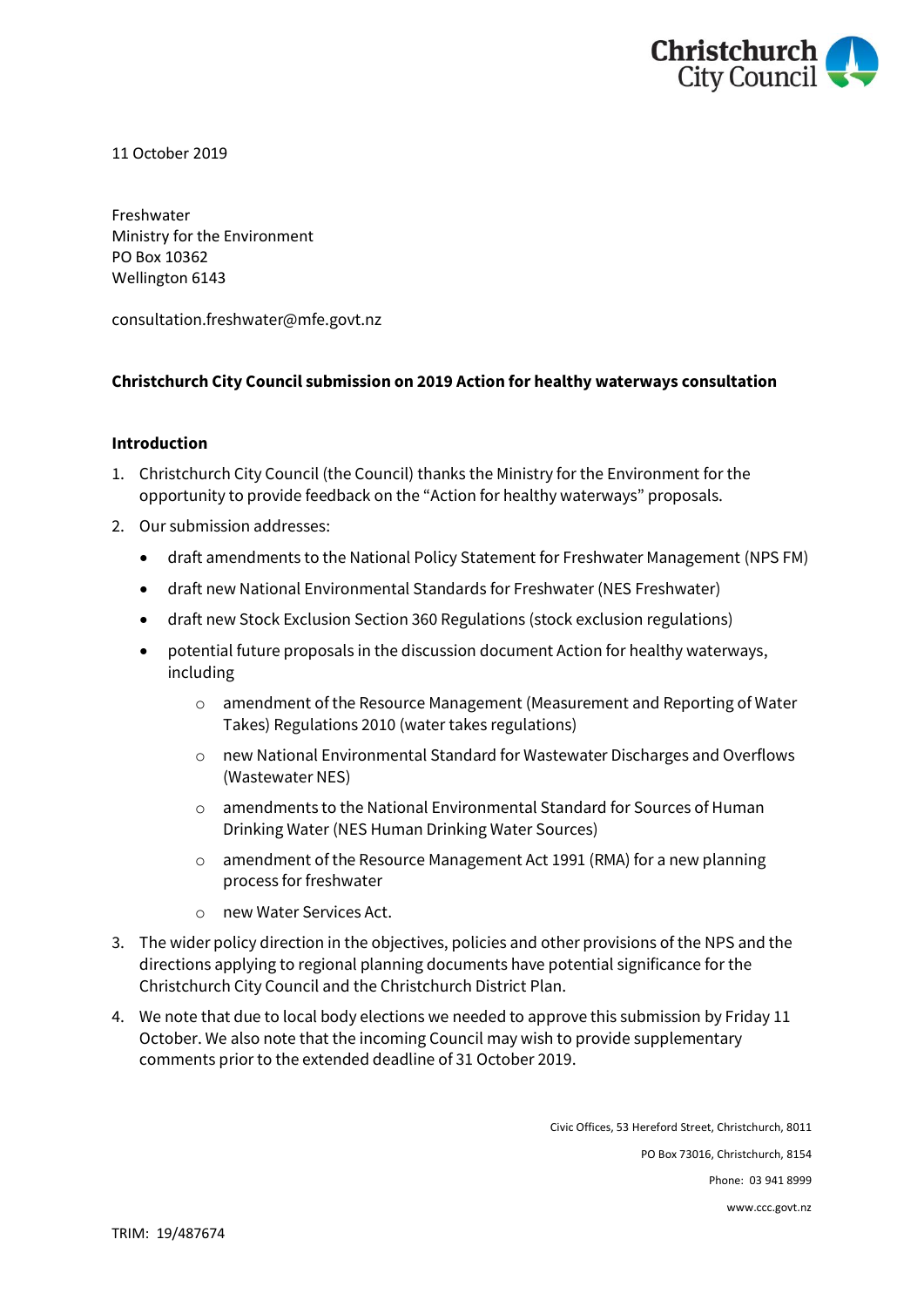11 October 2019

Freshwater
Ministry for the Environment
PO Box 10362
Wellington 6143

consultation.freshwater@mfe.govt.nz

**Christchurch City Council submission on 2019 Action for healthy waterways consultation**

**Introduction**

1. Christchurch City Council (the Council) thanks the Ministry for the Environment for the opportunity to provide feedback on the "Action for healthy waterways" proposals.
2. Our submission addresses:
   - draft amendments to the National Policy Statement for Freshwater Management (NPS FM)
   - draft new National Environmental Standards for Freshwater (NES Freshwater)
   - draft new Stock Exclusion Section 360 Regulations (stock exclusion regulations)
   - potential future proposals in the discussion document Action for healthy waterways, including
     - amendment of the Resource Management (Measurement and Reporting of Water Takes) Regulations 2010 (water takes regulations)
     - new National Environmental Standard for Wastewater Discharges and Overflows (Wastewater NES)
     - amendments to the National Environmental Standard for Sources of Human Drinking Water (NES Human Drinking Water Sources)
     - amendment of the Resource Management Act 1991 (RMA) for a new planning process for freshwater
     - new Water Services Act.
3. The wider policy direction in the objectives, policies and other provisions of the NPS and the directions applying to regional planning documents have potential significance for the Christchurch City Council and the Christchurch District Plan.
4. We note that due to local body elections we needed to approve this submission by Friday 11 October. We also note that the incoming Council may wish to provide supplementary comments prior to the extended deadline of 31 October 2019.

Civic Offices, 53 Hereford Street, Christchurch, 8011
PO Box 73016, Christchurch, 8154
Phone: 03 941 8999
www.ccc.govt.nz

TRIM: 19/487674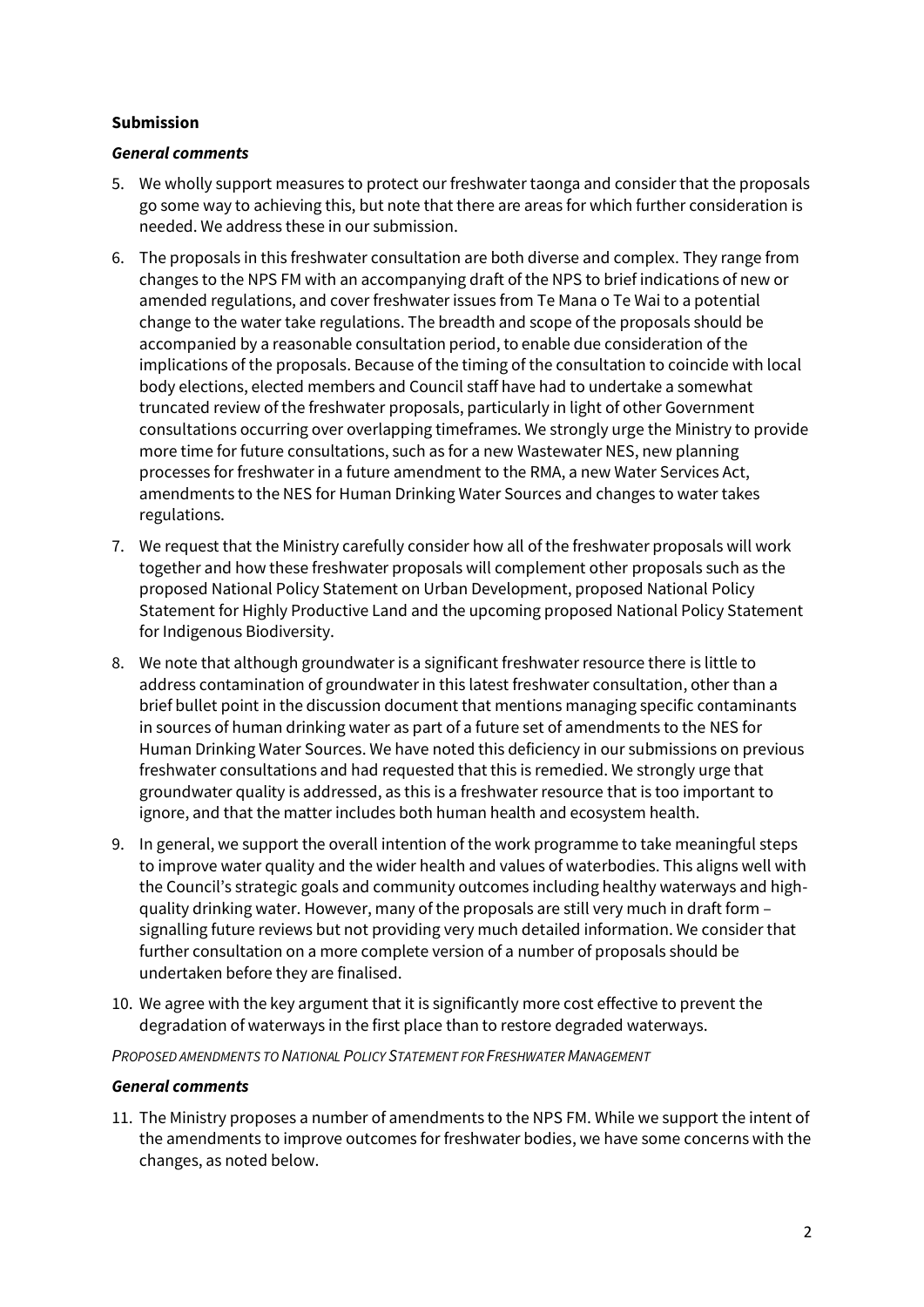**Submission**

***General comments***

5. We wholly support measures to protect our freshwater taonga and consider that the proposals go some way to achieving this, but note that there are areas for which further consideration is needed. We address these in our submission.

6. The proposals in this freshwater consultation are both diverse and complex. They range from changes to the NPS FM with an accompanying draft of the NPS to brief indications of new or amended regulations, and cover freshwater issues from Te Mana o Te Wai to a potential change to the water take regulations. The breadth and scope of the proposals should be accompanied by a reasonable consultation period, to enable due consideration of the implications of the proposals. Because of the timing of the consultation to coincide with local body elections, elected members and Council staff have had to undertake a somewhat truncated review of the freshwater proposals, particularly in light of other Government consultations occurring over overlapping timeframes. We strongly urge the Ministry to provide more time for future consultations, such as for a new Wastewater NES, new planning processes for freshwater in a future amendment to the RMA, a new Water Services Act, amendments to the NES for Human Drinking Water Sources and changes to water takes regulations.

7. We request that the Ministry carefully consider how all of the freshwater proposals will work together and how these freshwater proposals will complement other proposals such as the proposed National Policy Statement on Urban Development, proposed National Policy Statement for Highly Productive Land and the upcoming proposed National Policy Statement for Indigenous Biodiversity.

8. We note that although groundwater is a significant freshwater resource there is little to address contamination of groundwater in this latest freshwater consultation, other than a brief bullet point in the discussion document that mentions managing specific contaminants in sources of human drinking water as part of a future set of amendments to the NES for Human Drinking Water Sources. We have noted this deficiency in our submissions on previous freshwater consultations and had requested that this is remedied. We strongly urge that groundwater quality is addressed, as this is a freshwater resource that is too important to ignore, and that the matter includes both human health and ecosystem health.

9. In general, we support the overall intention of the work programme to take meaningful steps to improve water quality and the wider health and values of waterbodies. This aligns well with the Council's strategic goals and community outcomes including healthy waterways and high-quality drinking water. However, many of the proposals are still very much in draft form – signalling future reviews but not providing very much detailed information. We consider that further consultation on a more complete version of a number of proposals should be undertaken before they are finalised.

10. We agree with the key argument that it is significantly more cost effective to prevent the degradation of waterways in the first place than to restore degraded waterways.

*PROPOSED AMENDMENTS TO NATIONAL POLICY STATEMENT FOR FRESHWATER MANAGEMENT*

***General comments***

11. The Ministry proposes a number of amendments to the NPS FM. While we support the intent of the amendments to improve outcomes for freshwater bodies, we have some concerns with the changes, as noted below.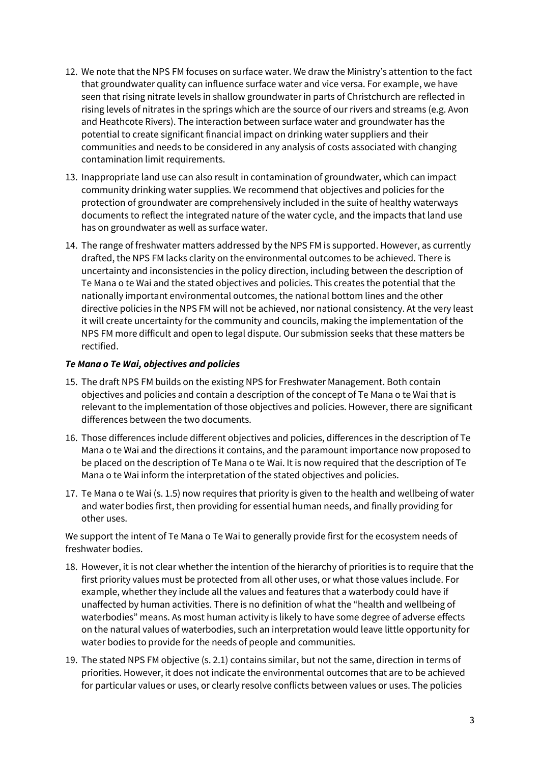12. We note that the NPS FM focuses on surface water. We draw the Ministry's attention to the fact that groundwater quality can influence surface water and vice versa. For example, we have seen that rising nitrate levels in shallow groundwater in parts of Christchurch are reflected in rising levels of nitrates in the springs which are the source of our rivers and streams (e.g. Avon and Heathcote Rivers). The interaction between surface water and groundwater has the potential to create significant financial impact on drinking water suppliers and their communities and needs to be considered in any analysis of costs associated with changing contamination limit requirements.

13. Inappropriate land use can also result in contamination of groundwater, which can impact community drinking water supplies. We recommend that objectives and policies for the protection of groundwater are comprehensively included in the suite of healthy waterways documents to reflect the integrated nature of the water cycle, and the impacts that land use has on groundwater as well as surface water.

14. The range of freshwater matters addressed by the NPS FM is supported. However, as currently drafted, the NPS FM lacks clarity on the environmental outcomes to be achieved. There is uncertainty and inconsistencies in the policy direction, including between the description of Te Mana o te Wai and the stated objectives and policies. This creates the potential that the nationally important environmental outcomes, the national bottom lines and the other directive policies in the NPS FM will not be achieved, nor national consistency. At the very least it will create uncertainty for the community and councils, making the implementation of the NPS FM more difficult and open to legal dispute. Our submission seeks that these matters be rectified.

***Te Mana o Te Wai, objectives and policies***

15. The draft NPS FM builds on the existing NPS for Freshwater Management. Both contain objectives and policies and contain a description of the concept of Te Mana o te Wai that is relevant to the implementation of those objectives and policies. However, there are significant differences between the two documents.

16. Those differences include different objectives and policies, differences in the description of Te Mana o te Wai and the directions it contains, and the paramount importance now proposed to be placed on the description of Te Mana o te Wai. It is now required that the description of Te Mana o te Wai inform the interpretation of the stated objectives and policies.

17. Te Mana o te Wai (s. 1.5) now requires that priority is given to the health and wellbeing of water and water bodies first, then providing for essential human needs, and finally providing for other uses.

We support the intent of Te Mana o Te Wai to generally provide first for the ecosystem needs of freshwater bodies.

18. However, it is not clear whether the intention of the hierarchy of priorities is to require that the first priority values must be protected from all other uses, or what those values include. For example, whether they include all the values and features that a waterbody could have if unaffected by human activities. There is no definition of what the "health and wellbeing of waterbodies" means. As most human activity is likely to have some degree of adverse effects on the natural values of waterbodies, such an interpretation would leave little opportunity for water bodies to provide for the needs of people and communities.

19. The stated NPS FM objective (s. 2.1) contains similar, but not the same, direction in terms of priorities. However, it does not indicate the environmental outcomes that are to be achieved for particular values or uses, or clearly resolve conflicts between values or uses. The policies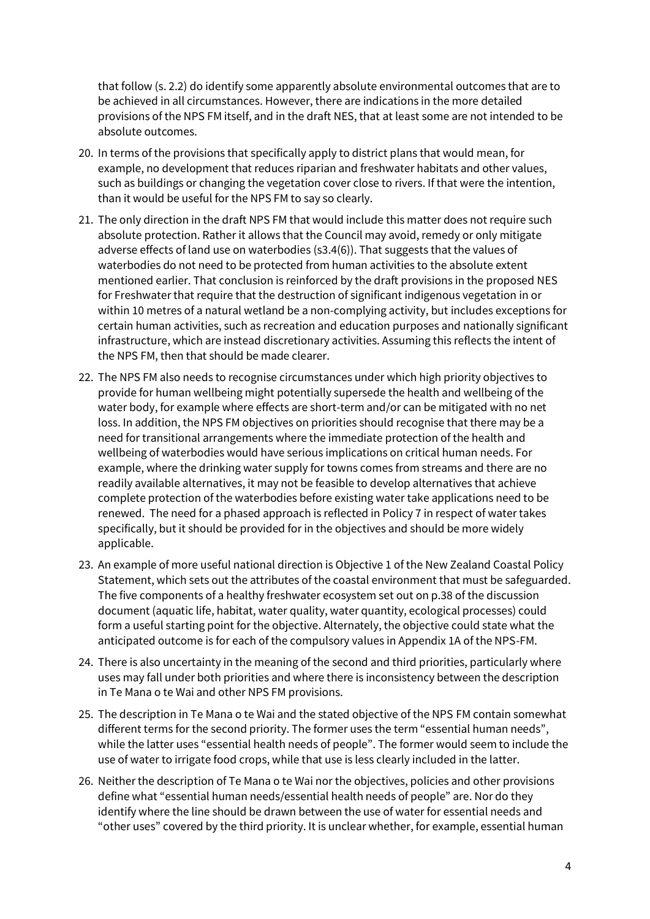that follow (s. 2.2) do identify some apparently absolute environmental outcomes that are to be achieved in all circumstances. However, there are indications in the more detailed provisions of the NPS FM itself, and in the draft NES, that at least some are not intended to be absolute outcomes.

20. In terms of the provisions that specifically apply to district plans that would mean, for example, no development that reduces riparian and freshwater habitats and other values, such as buildings or changing the vegetation cover close to rivers. If that were the intention, than it would be useful for the NPS FM to say so clearly.

21. The only direction in the draft NPS FM that would include this matter does not require such absolute protection. Rather it allows that the Council may avoid, remedy or only mitigate adverse effects of land use on waterbodies (s3.4(6)). That suggests that the values of waterbodies do not need to be protected from human activities to the absolute extent mentioned earlier. That conclusion is reinforced by the draft provisions in the proposed NES for Freshwater that require that the destruction of significant indigenous vegetation in or within 10 metres of a natural wetland be a non-complying activity, but includes exceptions for certain human activities, such as recreation and education purposes and nationally significant infrastructure, which are instead discretionary activities. Assuming this reflects the intent of the NPS FM, then that should be made clearer.

22. The NPS FM also needs to recognise circumstances under which high priority objectives to provide for human wellbeing might potentially supersede the health and wellbeing of the water body, for example where effects are short-term and/or can be mitigated with no net loss. In addition, the NPS FM objectives on priorities should recognise that there may be a need for transitional arrangements where the immediate protection of the health and wellbeing of waterbodies would have serious implications on critical human needs. For example, where the drinking water supply for towns comes from streams and there are no readily available alternatives, it may not be feasible to develop alternatives that achieve complete protection of the waterbodies before existing water take applications need to be renewed. The need for a phased approach is reflected in Policy 7 in respect of water takes specifically, but it should be provided for in the objectives and should be more widely applicable.

23. An example of more useful national direction is Objective 1 of the New Zealand Coastal Policy Statement, which sets out the attributes of the coastal environment that must be safeguarded. The five components of a healthy freshwater ecosystem set out on p.38 of the discussion document (aquatic life, habitat, water quality, water quantity, ecological processes) could form a useful starting point for the objective. Alternately, the objective could state what the anticipated outcome is for each of the compulsory values in Appendix 1A of the NPS-FM.

24. There is also uncertainty in the meaning of the second and third priorities, particularly where uses may fall under both priorities and where there is inconsistency between the description in Te Mana o te Wai and other NPS FM provisions.

25. The description in Te Mana o te Wai and the stated objective of the NPS FM contain somewhat different terms for the second priority. The former uses the term "essential human needs", while the latter uses "essential health needs of people". The former would seem to include the use of water to irrigate food crops, while that use is less clearly included in the latter.

26. Neither the description of Te Mana o te Wai nor the objectives, policies and other provisions define what "essential human needs/essential health needs of people" are. Nor do they identify where the line should be drawn between the use of water for essential needs and "other uses" covered by the third priority. It is unclear whether, for example, essential human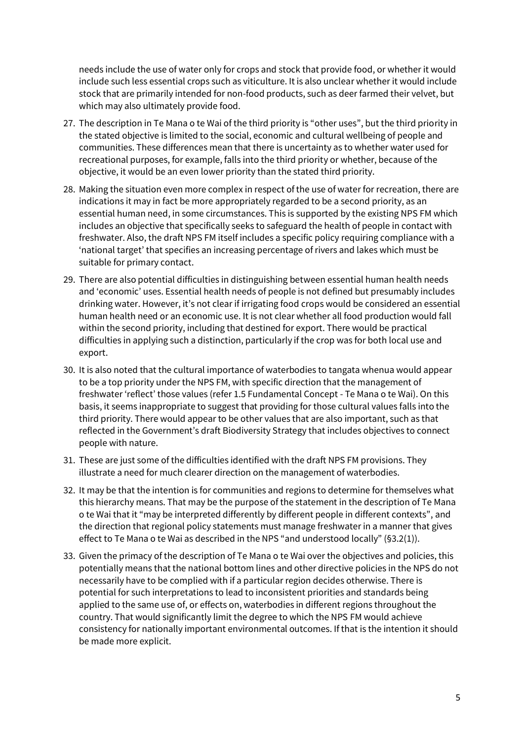needs include the use of water only for crops and stock that provide food, or whether it would include such less essential crops such as viticulture. It is also unclear whether it would include stock that are primarily intended for non-food products, such as deer farmed their velvet, but which may also ultimately provide food.

27. The description in Te Mana o te Wai of the third priority is "other uses", but the third priority in the stated objective is limited to the social, economic and cultural wellbeing of people and communities. These differences mean that there is uncertainty as to whether water used for recreational purposes, for example, falls into the third priority or whether, because of the objective, it would be an even lower priority than the stated third priority.

28. Making the situation even more complex in respect of the use of water for recreation, there are indications it may in fact be more appropriately regarded to be a second priority, as an essential human need, in some circumstances. This is supported by the existing NPS FM which includes an objective that specifically seeks to safeguard the health of people in contact with freshwater. Also, the draft NPS FM itself includes a specific policy requiring compliance with a 'national target' that specifies an increasing percentage of rivers and lakes which must be suitable for primary contact.

29. There are also potential difficulties in distinguishing between essential human health needs and 'economic' uses. Essential health needs of people is not defined but presumably includes drinking water. However, it's not clear if irrigating food crops would be considered an essential human health need or an economic use. It is not clear whether all food production would fall within the second priority, including that destined for export. There would be practical difficulties in applying such a distinction, particularly if the crop was for both local use and export.

30. It is also noted that the cultural importance of waterbodies to tangata whenua would appear to be a top priority under the NPS FM, with specific direction that the management of freshwater 'reflect' those values (refer 1.5 Fundamental Concept - Te Mana o te Wai). On this basis, it seems inappropriate to suggest that providing for those cultural values falls into the third priority. There would appear to be other values that are also important, such as that reflected in the Government's draft Biodiversity Strategy that includes objectives to connect people with nature.

31. These are just some of the difficulties identified with the draft NPS FM provisions. They illustrate a need for much clearer direction on the management of waterbodies.

32. It may be that the intention is for communities and regions to determine for themselves what this hierarchy means. That may be the purpose of the statement in the description of Te Mana o te Wai that it "may be interpreted differently by different people in different contexts", and the direction that regional policy statements must manage freshwater in a manner that gives effect to Te Mana o te Wai as described in the NPS "and understood locally" (§3.2(1)).

33. Given the primacy of the description of Te Mana o te Wai over the objectives and policies, this potentially means that the national bottom lines and other directive policies in the NPS do not necessarily have to be complied with if a particular region decides otherwise. There is potential for such interpretations to lead to inconsistent priorities and standards being applied to the same use of, or effects on, waterbodies in different regions throughout the country. That would significantly limit the degree to which the NPS FM would achieve consistency for nationally important environmental outcomes. If that is the intention it should be made more explicit.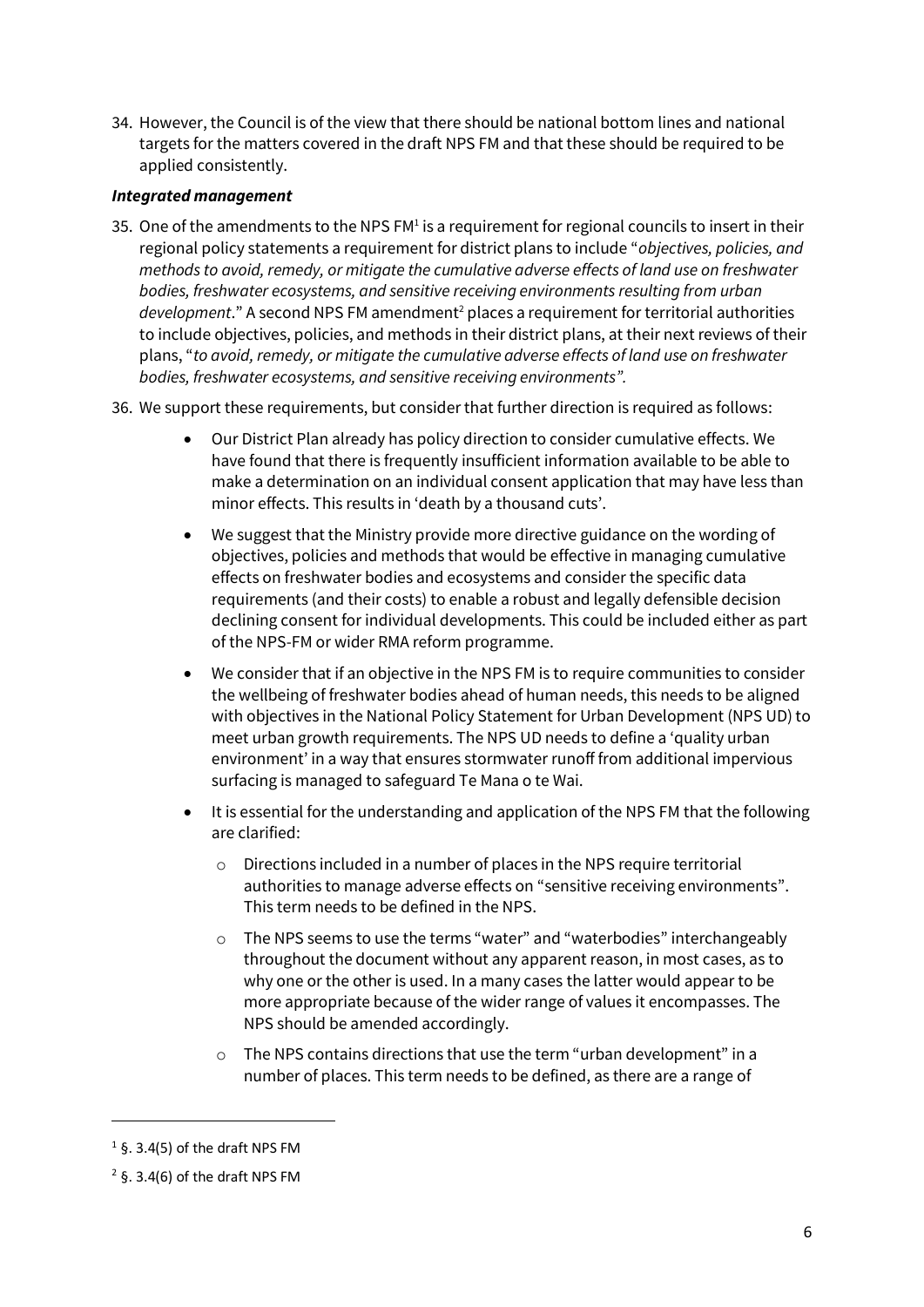34. However, the Council is of the view that there should be national bottom lines and national targets for the matters covered in the draft NPS FM and that these should be required to be applied consistently.

***Integrated management***

35. One of the amendments to the NPS FM[1] is a requirement for regional councils to insert in their regional policy statements a requirement for district plans to include "*objectives, policies, and methods to avoid, remedy, or mitigate the cumulative adverse effects of land use on freshwater bodies, freshwater ecosystems, and sensitive receiving environments resulting from urban development*." A second NPS FM amendment[2] places a requirement for territorial authorities to include objectives, policies, and methods in their district plans, at their next reviews of their plans, "*to avoid, remedy, or mitigate the cumulative adverse effects of land use on freshwater bodies, freshwater ecosystems, and sensitive receiving environments".*

36. We support these requirements, but consider that further direction is required as follows:

    - Our District Plan already has policy direction to consider cumulative effects. We have found that there is frequently insufficient information available to be able to make a determination on an individual consent application that may have less than minor effects. This results in 'death by a thousand cuts'.
    - We suggest that the Ministry provide more directive guidance on the wording of objectives, policies and methods that would be effective in managing cumulative effects on freshwater bodies and ecosystems and consider the specific data requirements (and their costs) to enable a robust and legally defensible decision declining consent for individual developments. This could be included either as part of the NPS-FM or wider RMA reform programme.
    - We consider that if an objective in the NPS FM is to require communities to consider the wellbeing of freshwater bodies ahead of human needs, this needs to be aligned with objectives in the National Policy Statement for Urban Development (NPS UD) to meet urban growth requirements. The NPS UD needs to define a 'quality urban environment' in a way that ensures stormwater runoff from additional impervious surfacing is managed to safeguard Te Mana o te Wai.
    - It is essential for the understanding and application of the NPS FM that the following are clarified:
        - Directions included in a number of places in the NPS require territorial authorities to manage adverse effects on "sensitive receiving environments". This term needs to be defined in the NPS.
        - The NPS seems to use the terms "water" and "waterbodies" interchangeably throughout the document without any apparent reason, in most cases, as to why one or the other is used. In a many cases the latter would appear to be more appropriate because of the wider range of values it encompasses. The NPS should be amended accordingly.
        - The NPS contains directions that use the term "urban development" in a number of places. This term needs to be defined, as there are a range of

[1] §. 3.4(5) of the draft NPS FM

[2] §. 3.4(6) of the draft NPS FM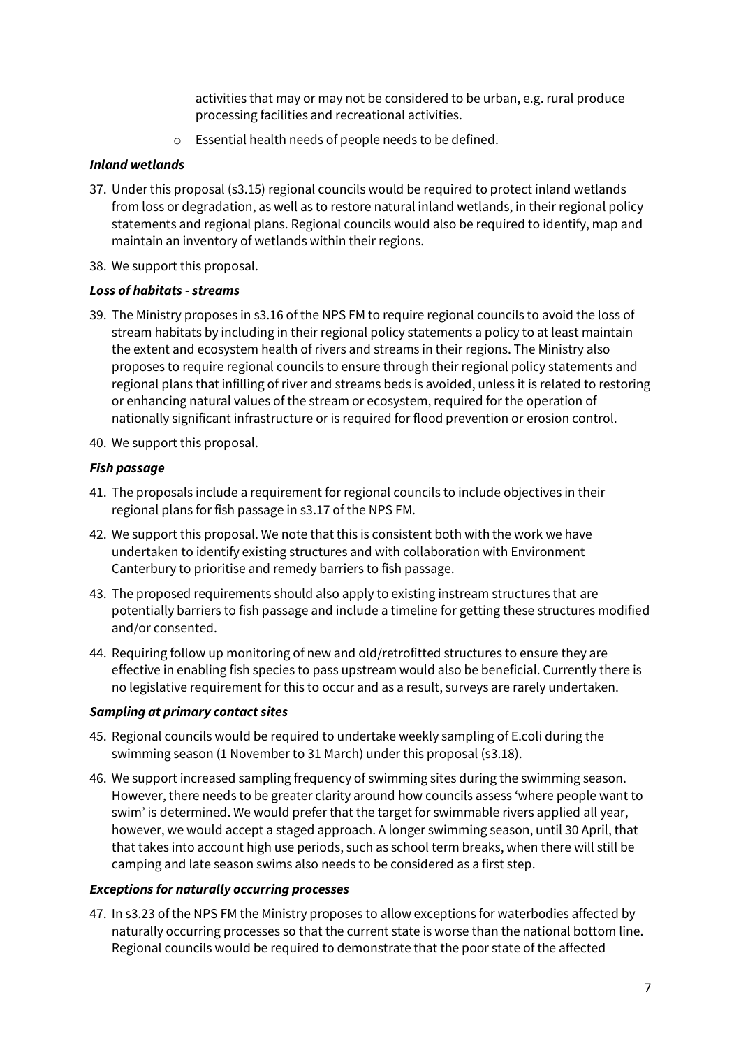activities that may or may not be considered to be urban, e.g. rural produce processing facilities and recreational activities.

- Essential health needs of people needs to be defined.

***Inland wetlands***

37. Under this proposal (s3.15) regional councils would be required to protect inland wetlands from loss or degradation, as well as to restore natural inland wetlands, in their regional policy statements and regional plans. Regional councils would also be required to identify, map and maintain an inventory of wetlands within their regions.
38. We support this proposal.

***Loss of habitats - streams***

39. The Ministry proposes in s3.16 of the NPS FM to require regional councils to avoid the loss of stream habitats by including in their regional policy statements a policy to at least maintain the extent and ecosystem health of rivers and streams in their regions. The Ministry also proposes to require regional councils to ensure through their regional policy statements and regional plans that infilling of river and streams beds is avoided, unless it is related to restoring or enhancing natural values of the stream or ecosystem, required for the operation of nationally significant infrastructure or is required for flood prevention or erosion control.
40. We support this proposal.

***Fish passage***

41. The proposals include a requirement for regional councils to include objectives in their regional plans for fish passage in s3.17 of the NPS FM.
42. We support this proposal. We note that this is consistent both with the work we have undertaken to identify existing structures and with collaboration with Environment Canterbury to prioritise and remedy barriers to fish passage.
43. The proposed requirements should also apply to existing instream structures that are potentially barriers to fish passage and include a timeline for getting these structures modified and/or consented.
44. Requiring follow up monitoring of new and old/retrofitted structures to ensure they are effective in enabling fish species to pass upstream would also be beneficial. Currently there is no legislative requirement for this to occur and as a result, surveys are rarely undertaken.

***Sampling at primary contact sites***

45. Regional councils would be required to undertake weekly sampling of E.coli during the swimming season (1 November to 31 March) under this proposal (s3.18).
46. We support increased sampling frequency of swimming sites during the swimming season. However, there needs to be greater clarity around how councils assess 'where people want to swim' is determined. We would prefer that the target for swimmable rivers applied all year, however, we would accept a staged approach. A longer swimming season, until 30 April, that that takes into account high use periods, such as school term breaks, when there will still be camping and late season swims also needs to be considered as a first step.

***Exceptions for naturally occurring processes***

47. In s3.23 of the NPS FM the Ministry proposes to allow exceptions for waterbodies affected by naturally occurring processes so that the current state is worse than the national bottom line. Regional councils would be required to demonstrate that the poor state of the affected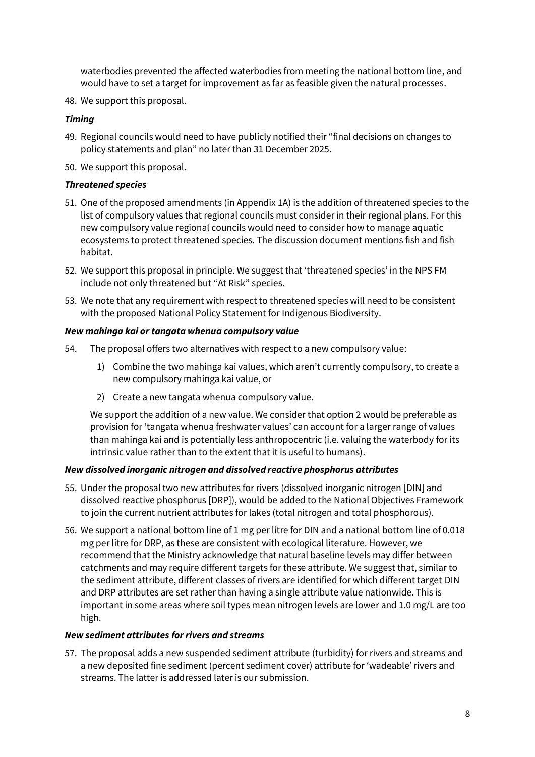waterbodies prevented the affected waterbodies from meeting the national bottom line, and would have to set a target for improvement as far as feasible given the natural processes.

48. We support this proposal.

***Timing***

49. Regional councils would need to have publicly notified their "final decisions on changes to policy statements and plan" no later than 31 December 2025.

50. We support this proposal.

***Threatened species***

51. One of the proposed amendments (in Appendix 1A) is the addition of threatened species to the list of compulsory values that regional councils must consider in their regional plans. For this new compulsory value regional councils would need to consider how to manage aquatic ecosystems to protect threatened species. The discussion document mentions fish and fish habitat.

52. We support this proposal in principle. We suggest that 'threatened species' in the NPS FM include not only threatened but "At Risk" species.

53. We note that any requirement with respect to threatened species will need to be consistent with the proposed National Policy Statement for Indigenous Biodiversity.

***New mahinga kai or tangata whenua compulsory value***

54. The proposal offers two alternatives with respect to a new compulsory value:

    1) Combine the two mahinga kai values, which aren't currently compulsory, to create a new compulsory mahinga kai value, or

    2) Create a new tangata whenua compulsory value.

    We support the addition of a new value. We consider that option 2 would be preferable as provision for 'tangata whenua freshwater values' can account for a larger range of values than mahinga kai and is potentially less anthropocentric (i.e. valuing the waterbody for its intrinsic value rather than to the extent that it is useful to humans).

***New dissolved inorganic nitrogen and dissolved reactive phosphorus attributes***

55. Under the proposal two new attributes for rivers (dissolved inorganic nitrogen [DIN] and dissolved reactive phosphorus [DRP]), would be added to the National Objectives Framework to join the current nutrient attributes for lakes (total nitrogen and total phosphorous).

56. We support a national bottom line of 1 mg per litre for DIN and a national bottom line of 0.018 mg per litre for DRP, as these are consistent with ecological literature. However, we recommend that the Ministry acknowledge that natural baseline levels may differ between catchments and may require different targets for these attribute. We suggest that, similar to the sediment attribute, different classes of rivers are identified for which different target DIN and DRP attributes are set rather than having a single attribute value nationwide. This is important in some areas where soil types mean nitrogen levels are lower and 1.0 mg/L are too high.

***New sediment attributes for rivers and streams***

57. The proposal adds a new suspended sediment attribute (turbidity) for rivers and streams and a new deposited fine sediment (percent sediment cover) attribute for 'wadeable' rivers and streams. The latter is addressed later is our submission.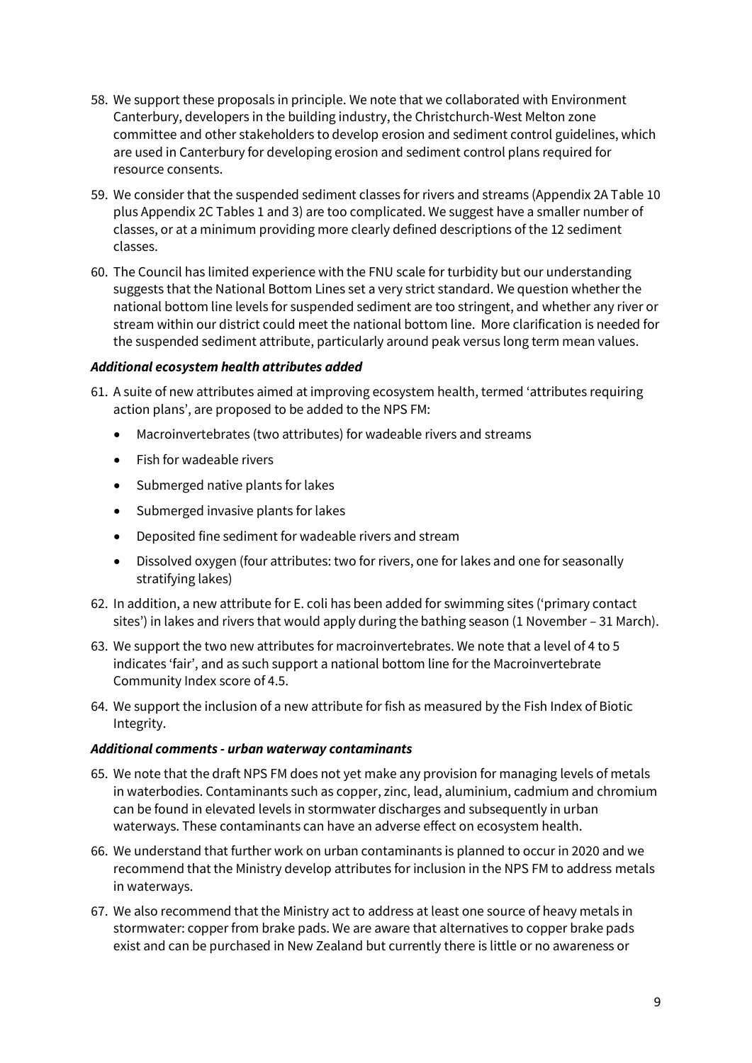58. We support these proposals in principle. We note that we collaborated with Environment Canterbury, developers in the building industry, the Christchurch-West Melton zone committee and other stakeholders to develop erosion and sediment control guidelines, which are used in Canterbury for developing erosion and sediment control plans required for resource consents.

59. We consider that the suspended sediment classes for rivers and streams (Appendix 2A Table 10 plus Appendix 2C Tables 1 and 3) are too complicated. We suggest have a smaller number of classes, or at a minimum providing more clearly defined descriptions of the 12 sediment classes.

60. The Council has limited experience with the FNU scale for turbidity but our understanding suggests that the National Bottom Lines set a very strict standard. We question whether the national bottom line levels for suspended sediment are too stringent, and whether any river or stream within our district could meet the national bottom line. More clarification is needed for the suspended sediment attribute, particularly around peak versus long term mean values.

***Additional ecosystem health attributes added***

61. A suite of new attributes aimed at improving ecosystem health, termed 'attributes requiring action plans', are proposed to be added to the NPS FM:
    - Macroinvertebrates (two attributes) for wadeable rivers and streams
    - Fish for wadeable rivers
    - Submerged native plants for lakes
    - Submerged invasive plants for lakes
    - Deposited fine sediment for wadeable rivers and stream
    - Dissolved oxygen (four attributes: two for rivers, one for lakes and one for seasonally stratifying lakes)

62. In addition, a new attribute for E. coli has been added for swimming sites ('primary contact sites') in lakes and rivers that would apply during the bathing season (1 November – 31 March).

63. We support the two new attributes for macroinvertebrates. We note that a level of 4 to 5 indicates 'fair', and as such support a national bottom line for the Macroinvertebrate Community Index score of 4.5.

64. We support the inclusion of a new attribute for fish as measured by the Fish Index of Biotic Integrity.

***Additional comments - urban waterway contaminants***

65. We note that the draft NPS FM does not yet make any provision for managing levels of metals in waterbodies. Contaminants such as copper, zinc, lead, aluminium, cadmium and chromium can be found in elevated levels in stormwater discharges and subsequently in urban waterways. These contaminants can have an adverse effect on ecosystem health.

66. We understand that further work on urban contaminants is planned to occur in 2020 and we recommend that the Ministry develop attributes for inclusion in the NPS FM to address metals in waterways.

67. We also recommend that the Ministry act to address at least one source of heavy metals in stormwater: copper from brake pads. We are aware that alternatives to copper brake pads exist and can be purchased in New Zealand but currently there is little or no awareness or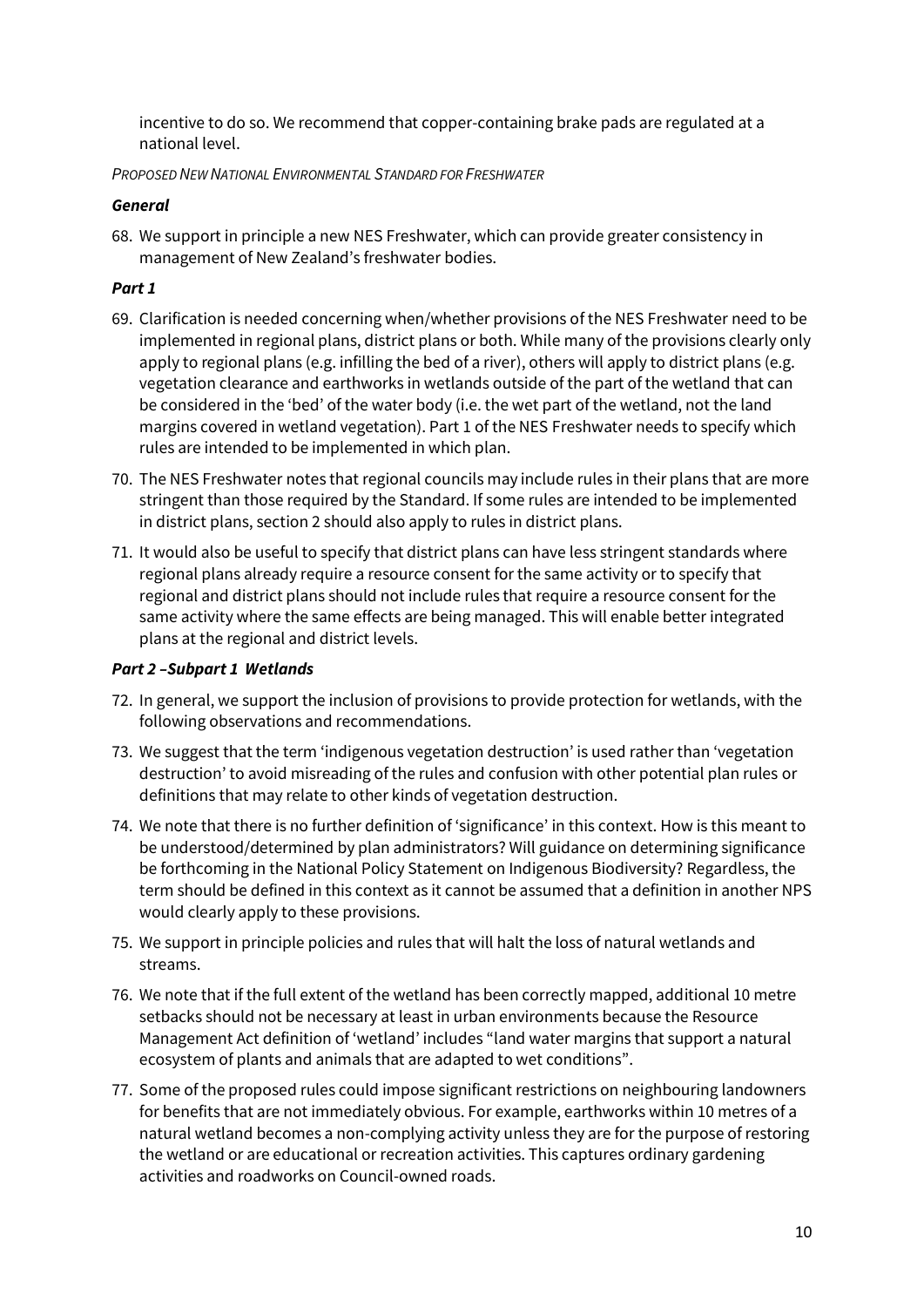incentive to do so. We recommend that copper-containing brake pads are regulated at a national level.

*PROPOSED NEW NATIONAL ENVIRONMENTAL STANDARD FOR FRESHWATER*

***General***

68. We support in principle a new NES Freshwater, which can provide greater consistency in management of New Zealand's freshwater bodies.

***Part 1***

69. Clarification is needed concerning when/whether provisions of the NES Freshwater need to be implemented in regional plans, district plans or both. While many of the provisions clearly only apply to regional plans (e.g. infilling the bed of a river), others will apply to district plans (e.g. vegetation clearance and earthworks in wetlands outside of the part of the wetland that can be considered in the 'bed' of the water body (i.e. the wet part of the wetland, not the land margins covered in wetland vegetation). Part 1 of the NES Freshwater needs to specify which rules are intended to be implemented in which plan.
70. The NES Freshwater notes that regional councils may include rules in their plans that are more stringent than those required by the Standard. If some rules are intended to be implemented in district plans, section 2 should also apply to rules in district plans.
71. It would also be useful to specify that district plans can have less stringent standards where regional plans already require a resource consent for the same activity or to specify that regional and district plans should not include rules that require a resource consent for the same activity where the same effects are being managed. This will enable better integrated plans at the regional and district levels.

***Part 2 –Subpart 1 Wetlands***

72. In general, we support the inclusion of provisions to provide protection for wetlands, with the following observations and recommendations.
73. We suggest that the term 'indigenous vegetation destruction' is used rather than 'vegetation destruction' to avoid misreading of the rules and confusion with other potential plan rules or definitions that may relate to other kinds of vegetation destruction.
74. We note that there is no further definition of 'significance' in this context. How is this meant to be understood/determined by plan administrators? Will guidance on determining significance be forthcoming in the National Policy Statement on Indigenous Biodiversity? Regardless, the term should be defined in this context as it cannot be assumed that a definition in another NPS would clearly apply to these provisions.
75. We support in principle policies and rules that will halt the loss of natural wetlands and streams.
76. We note that if the full extent of the wetland has been correctly mapped, additional 10 metre setbacks should not be necessary at least in urban environments because the Resource Management Act definition of 'wetland' includes "land water margins that support a natural ecosystem of plants and animals that are adapted to wet conditions".
77. Some of the proposed rules could impose significant restrictions on neighbouring landowners for benefits that are not immediately obvious. For example, earthworks within 10 metres of a natural wetland becomes a non-complying activity unless they are for the purpose of restoring the wetland or are educational or recreation activities. This captures ordinary gardening activities and roadworks on Council-owned roads.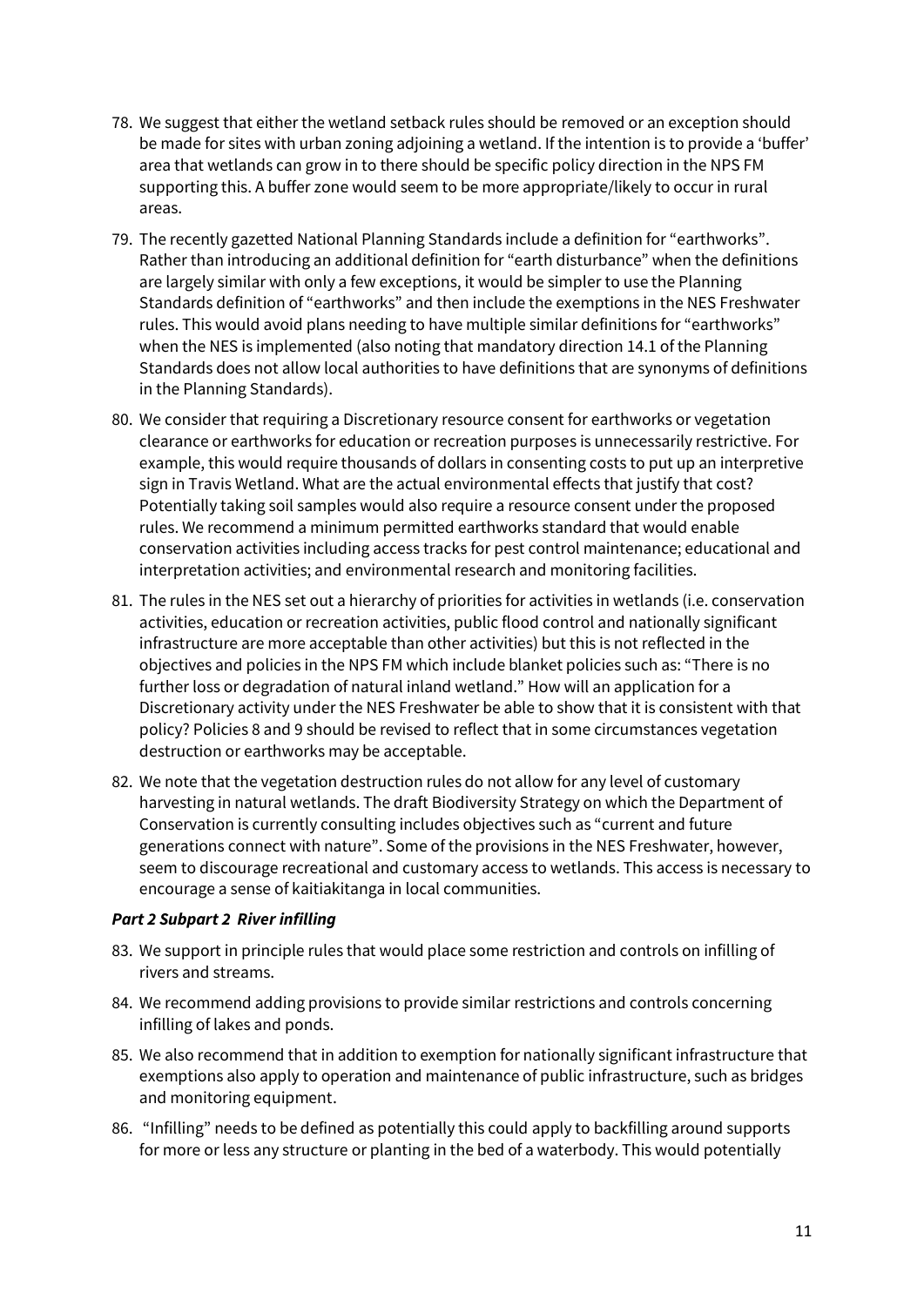78. We suggest that either the wetland setback rules should be removed or an exception should be made for sites with urban zoning adjoining a wetland. If the intention is to provide a 'buffer' area that wetlands can grow in to there should be specific policy direction in the NPS FM supporting this. A buffer zone would seem to be more appropriate/likely to occur in rural areas.

79. The recently gazetted National Planning Standards include a definition for "earthworks". Rather than introducing an additional definition for "earth disturbance" when the definitions are largely similar with only a few exceptions, it would be simpler to use the Planning Standards definition of "earthworks" and then include the exemptions in the NES Freshwater rules. This would avoid plans needing to have multiple similar definitions for "earthworks" when the NES is implemented (also noting that mandatory direction 14.1 of the Planning Standards does not allow local authorities to have definitions that are synonyms of definitions in the Planning Standards).

80. We consider that requiring a Discretionary resource consent for earthworks or vegetation clearance or earthworks for education or recreation purposes is unnecessarily restrictive. For example, this would require thousands of dollars in consenting costs to put up an interpretive sign in Travis Wetland. What are the actual environmental effects that justify that cost? Potentially taking soil samples would also require a resource consent under the proposed rules. We recommend a minimum permitted earthworks standard that would enable conservation activities including access tracks for pest control maintenance; educational and interpretation activities; and environmental research and monitoring facilities.

81. The rules in the NES set out a hierarchy of priorities for activities in wetlands (i.e. conservation activities, education or recreation activities, public flood control and nationally significant infrastructure are more acceptable than other activities) but this is not reflected in the objectives and policies in the NPS FM which include blanket policies such as: "There is no further loss or degradation of natural inland wetland." How will an application for a Discretionary activity under the NES Freshwater be able to show that it is consistent with that policy? Policies 8 and 9 should be revised to reflect that in some circumstances vegetation destruction or earthworks may be acceptable.

82. We note that the vegetation destruction rules do not allow for any level of customary harvesting in natural wetlands. The draft Biodiversity Strategy on which the Department of Conservation is currently consulting includes objectives such as "current and future generations connect with nature". Some of the provisions in the NES Freshwater, however, seem to discourage recreational and customary access to wetlands. This access is necessary to encourage a sense of kaitiakitanga in local communities.

***Part 2 Subpart 2 River infilling***

83. We support in principle rules that would place some restriction and controls on infilling of rivers and streams.

84. We recommend adding provisions to provide similar restrictions and controls concerning infilling of lakes and ponds.

85. We also recommend that in addition to exemption for nationally significant infrastructure that exemptions also apply to operation and maintenance of public infrastructure, such as bridges and monitoring equipment.

86. "Infilling" needs to be defined as potentially this could apply to backfilling around supports for more or less any structure or planting in the bed of a waterbody. This would potentially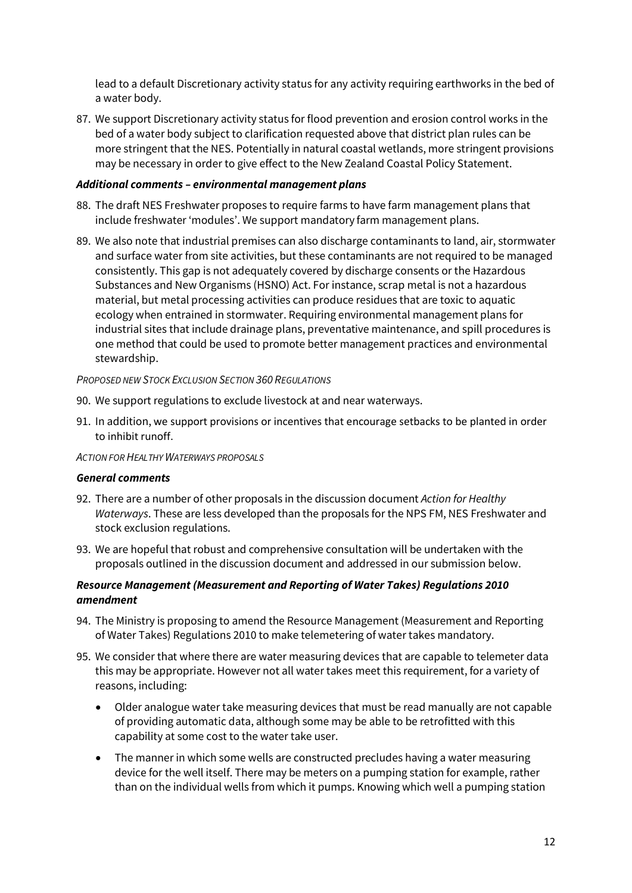lead to a default Discretionary activity status for any activity requiring earthworks in the bed of a water body.

87. We support Discretionary activity status for flood prevention and erosion control works in the bed of a water body subject to clarification requested above that district plan rules can be more stringent that the NES. Potentially in natural coastal wetlands, more stringent provisions may be necessary in order to give effect to the New Zealand Coastal Policy Statement.

***Additional comments – environmental management plans***

88. The draft NES Freshwater proposes to require farms to have farm management plans that include freshwater 'modules'. We support mandatory farm management plans.

89. We also note that industrial premises can also discharge contaminants to land, air, stormwater and surface water from site activities, but these contaminants are not required to be managed consistently. This gap is not adequately covered by discharge consents or the Hazardous Substances and New Organisms (HSNO) Act. For instance, scrap metal is not a hazardous material, but metal processing activities can produce residues that are toxic to aquatic ecology when entrained in stormwater. Requiring environmental management plans for industrial sites that include drainage plans, preventative maintenance, and spill procedures is one method that could be used to promote better management practices and environmental stewardship.

*PROPOSED NEW STOCK EXCLUSION SECTION 360 REGULATIONS*

90. We support regulations to exclude livestock at and near waterways.

91. In addition, we support provisions or incentives that encourage setbacks to be planted in order to inhibit runoff.

*ACTION FOR HEALTHY WATERWAYS PROPOSALS*

***General comments***

92. There are a number of other proposals in the discussion document *Action for Healthy Waterways*. These are less developed than the proposals for the NPS FM, NES Freshwater and stock exclusion regulations.

93. We are hopeful that robust and comprehensive consultation will be undertaken with the proposals outlined in the discussion document and addressed in our submission below.

***Resource Management (Measurement and Reporting of Water Takes) Regulations 2010 amendment***

94. The Ministry is proposing to amend the Resource Management (Measurement and Reporting of Water Takes) Regulations 2010 to make telemetering of water takes mandatory.

95. We consider that where there are water measuring devices that are capable to telemeter data this may be appropriate. However not all water takes meet this requirement, for a variety of reasons, including:

    - Older analogue water take measuring devices that must be read manually are not capable of providing automatic data, although some may be able to be retrofitted with this capability at some cost to the water take user.
    - The manner in which some wells are constructed precludes having a water measuring device for the well itself. There may be meters on a pumping station for example, rather than on the individual wells from which it pumps. Knowing which well a pumping station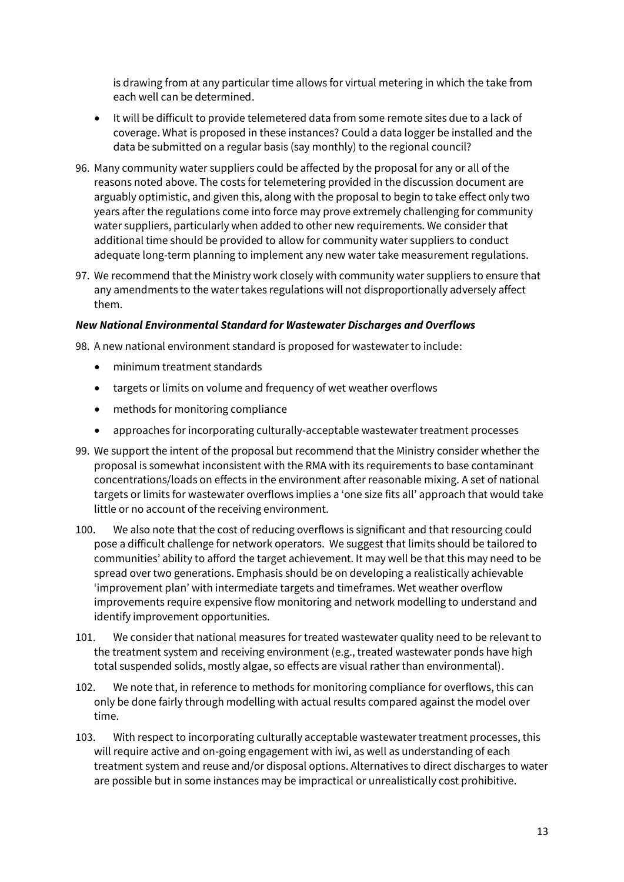is drawing from at any particular time allows for virtual metering in which the take from each well can be determined.

- It will be difficult to provide telemetered data from some remote sites due to a lack of coverage. What is proposed in these instances? Could a data logger be installed and the data be submitted on a regular basis (say monthly) to the regional council?

96. Many community water suppliers could be affected by the proposal for any or all of the reasons noted above. The costs for telemetering provided in the discussion document are arguably optimistic, and given this, along with the proposal to begin to take effect only two years after the regulations come into force may prove extremely challenging for community water suppliers, particularly when added to other new requirements. We consider that additional time should be provided to allow for community water suppliers to conduct adequate long-term planning to implement any new water take measurement regulations.

97. We recommend that the Ministry work closely with community water suppliers to ensure that any amendments to the water takes regulations will not disproportionally adversely affect them.

***New National Environmental Standard for Wastewater Discharges and Overflows***

98. A new national environment standard is proposed for wastewater to include:
    - minimum treatment standards
    - targets or limits on volume and frequency of wet weather overflows
    - methods for monitoring compliance
    - approaches for incorporating culturally-acceptable wastewater treatment processes

99. We support the intent of the proposal but recommend that the Ministry consider whether the proposal is somewhat inconsistent with the RMA with its requirements to base contaminant concentrations/loads on effects in the environment after reasonable mixing. A set of national targets or limits for wastewater overflows implies a 'one size fits all' approach that would take little or no account of the receiving environment.

100. We also note that the cost of reducing overflows is significant and that resourcing could pose a difficult challenge for network operators. We suggest that limits should be tailored to communities' ability to afford the target achievement. It may well be that this may need to be spread over two generations. Emphasis should be on developing a realistically achievable 'improvement plan' with intermediate targets and timeframes. Wet weather overflow improvements require expensive flow monitoring and network modelling to understand and identify improvement opportunities.

101. We consider that national measures for treated wastewater quality need to be relevant to the treatment system and receiving environment (e.g., treated wastewater ponds have high total suspended solids, mostly algae, so effects are visual rather than environmental).

102. We note that, in reference to methods for monitoring compliance for overflows, this can only be done fairly through modelling with actual results compared against the model over time.

103. With respect to incorporating culturally acceptable wastewater treatment processes, this will require active and on-going engagement with iwi, as well as understanding of each treatment system and reuse and/or disposal options. Alternatives to direct discharges to water are possible but in some instances may be impractical or unrealistically cost prohibitive.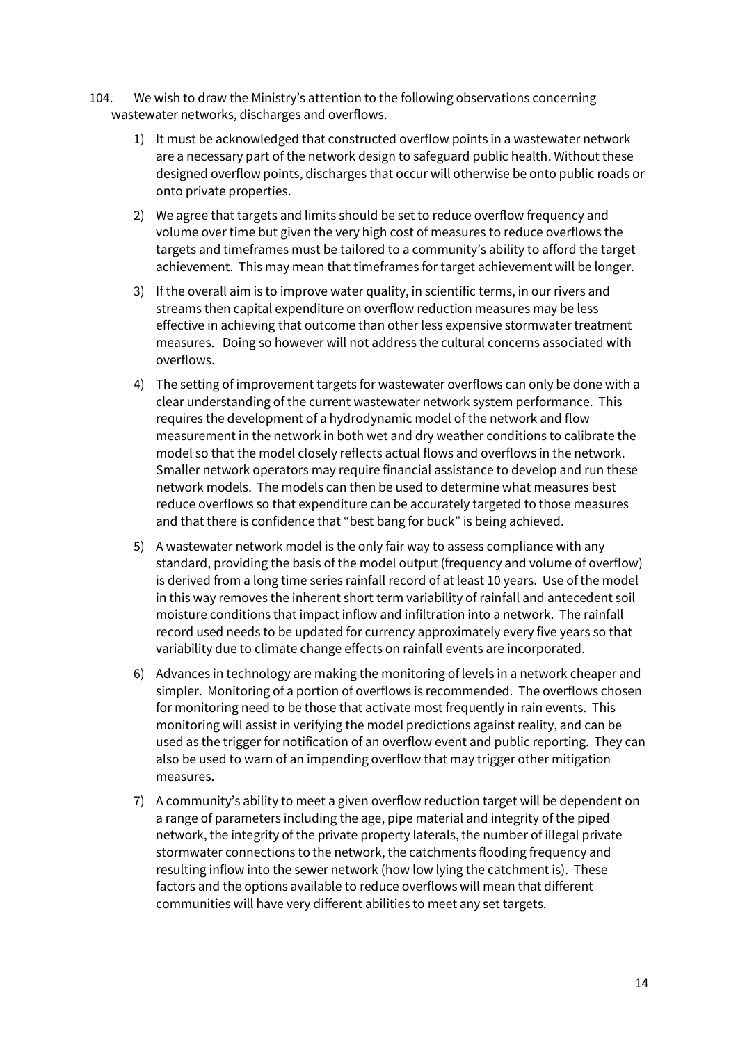104. We wish to draw the Ministry's attention to the following observations concerning wastewater networks, discharges and overflows.

1) It must be acknowledged that constructed overflow points in a wastewater network are a necessary part of the network design to safeguard public health. Without these designed overflow points, discharges that occur will otherwise be onto public roads or onto private properties.

2) We agree that targets and limits should be set to reduce overflow frequency and volume over time but given the very high cost of measures to reduce overflows the targets and timeframes must be tailored to a community's ability to afford the target achievement. This may mean that timeframes for target achievement will be longer.

3) If the overall aim is to improve water quality, in scientific terms, in our rivers and streams then capital expenditure on overflow reduction measures may be less effective in achieving that outcome than other less expensive stormwater treatment measures. Doing so however will not address the cultural concerns associated with overflows.

4) The setting of improvement targets for wastewater overflows can only be done with a clear understanding of the current wastewater network system performance. This requires the development of a hydrodynamic model of the network and flow measurement in the network in both wet and dry weather conditions to calibrate the model so that the model closely reflects actual flows and overflows in the network. Smaller network operators may require financial assistance to develop and run these network models. The models can then be used to determine what measures best reduce overflows so that expenditure can be accurately targeted to those measures and that there is confidence that "best bang for buck" is being achieved.

5) A wastewater network model is the only fair way to assess compliance with any standard, providing the basis of the model output (frequency and volume of overflow) is derived from a long time series rainfall record of at least 10 years. Use of the model in this way removes the inherent short term variability of rainfall and antecedent soil moisture conditions that impact inflow and infiltration into a network. The rainfall record used needs to be updated for currency approximately every five years so that variability due to climate change effects on rainfall events are incorporated.

6) Advances in technology are making the monitoring of levels in a network cheaper and simpler. Monitoring of a portion of overflows is recommended. The overflows chosen for monitoring need to be those that activate most frequently in rain events. This monitoring will assist in verifying the model predictions against reality, and can be used as the trigger for notification of an overflow event and public reporting. They can also be used to warn of an impending overflow that may trigger other mitigation measures.

7) A community's ability to meet a given overflow reduction target will be dependent on a range of parameters including the age, pipe material and integrity of the piped network, the integrity of the private property laterals, the number of illegal private stormwater connections to the network, the catchments flooding frequency and resulting inflow into the sewer network (how low lying the catchment is). These factors and the options available to reduce overflows will mean that different communities will have very different abilities to meet any set targets.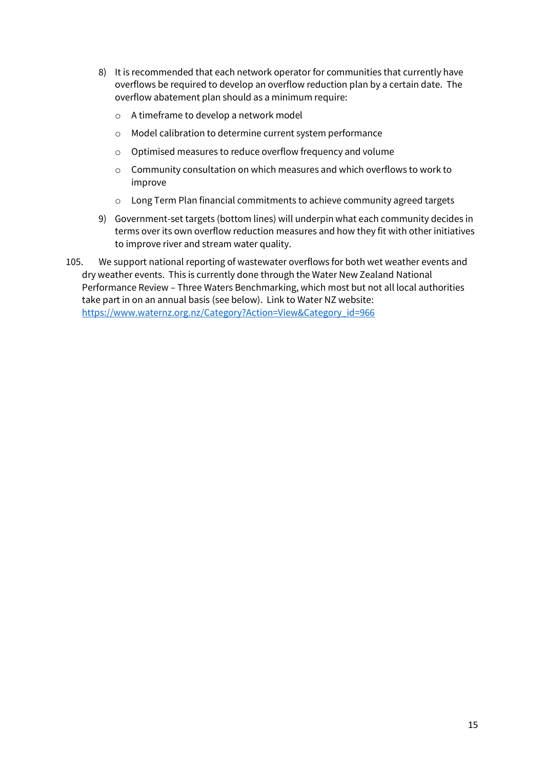8) It is recommended that each network operator for communities that currently have overflows be required to develop an overflow reduction plan by a certain date. The overflow abatement plan should as a minimum require:
   - A timeframe to develop a network model
   - Model calibration to determine current system performance
   - Optimised measures to reduce overflow frequency and volume
   - Community consultation on which measures and which overflows to work to improve
   - Long Term Plan financial commitments to achieve community agreed targets
9) Government-set targets (bottom lines) will underpin what each community decides in terms over its own overflow reduction measures and how they fit with other initiatives to improve river and stream water quality.

105. We support national reporting of wastewater overflows for both wet weather events and dry weather events. This is currently done through the Water New Zealand National Performance Review – Three Waters Benchmarking, which most but not all local authorities take part in on an annual basis (see below). Link to Water NZ website: [https://www.waternz.org.nz/Category?Action=View&Category_id=966](https://www.waternz.org.nz/Category?Action=View&Category_id=966)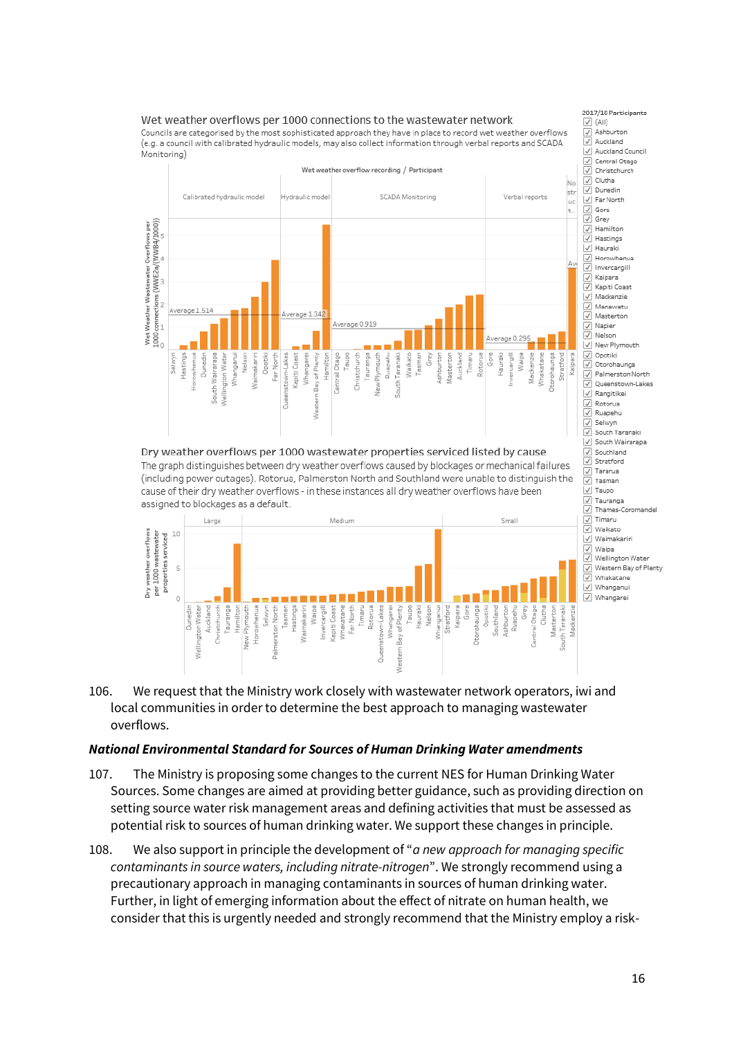Wet weather overflows per 1000 connections to the wastewater network

Councils are categorised by the most sophisticated approach they have in place to record wet weather overflows (e.g. a council with calibrated hydraulic models, may also collect information through verbal reports and SCADA Monitoring)

Dry weather overflows per 1000 wastewater properties serviced listed by cause

The graph distinguishes between dry weather overflows caused by blockages or mechanical failures (including power outages). Rotorua, Palmerston North and Southland were unable to distinguish the cause of their dry weather overflows - in these instances all dry weather overflows have been assigned to blockages as a default.

106. We request that the Ministry work closely with wastewater network operators, iwi and local communities in order to determine the best approach to managing wastewater overflows.

### *National Environmental Standard for Sources of Human Drinking Water amendments*

107. The Ministry is proposing some changes to the current NES for Human Drinking Water Sources. Some changes are aimed at providing better guidance, such as providing direction on setting source water risk management areas and defining activities that must be assessed as potential risk to sources of human drinking water. We support these changes in principle.

108. We also support in principle the development of "*a new approach for managing specific contaminants in source waters, including nitrate-nitrogen*". We strongly recommend using a precautionary approach in managing contaminants in sources of human drinking water. Further, in light of emerging information about the effect of nitrate on human health, we consider that this is urgently needed and strongly recommend that the Ministry employ a risk-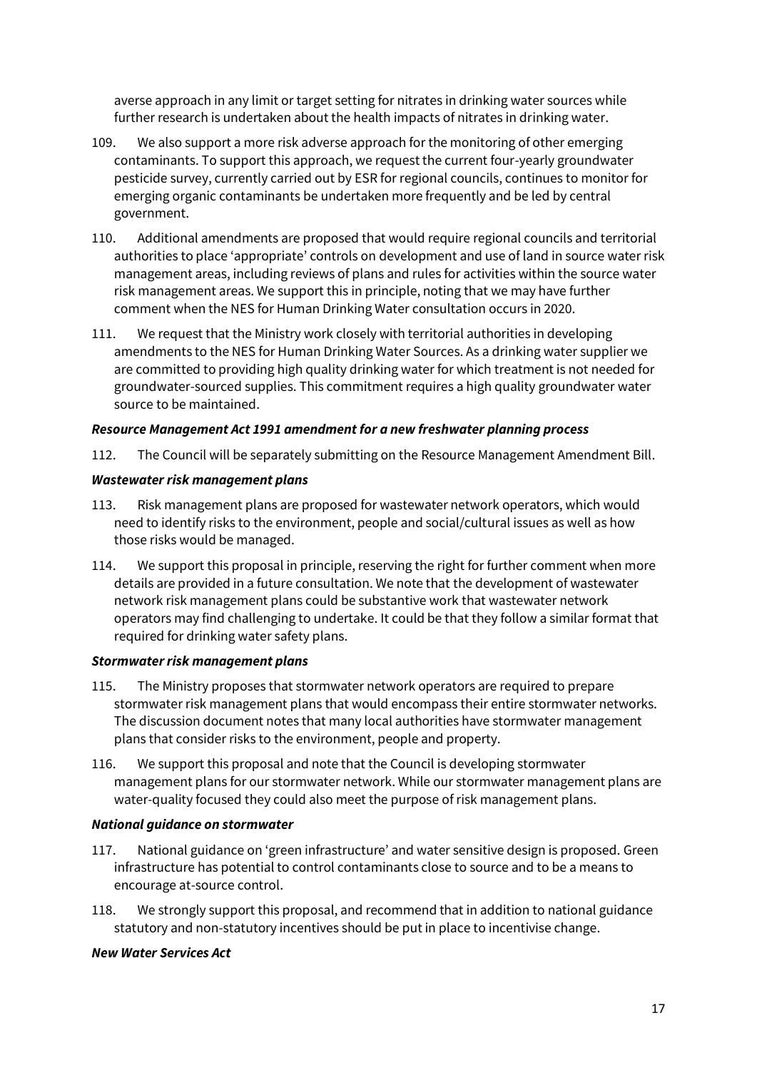averse approach in any limit or target setting for nitrates in drinking water sources while further research is undertaken about the health impacts of nitrates in drinking water.

109. We also support a more risk adverse approach for the monitoring of other emerging contaminants. To support this approach, we request the current four-yearly groundwater pesticide survey, currently carried out by ESR for regional councils, continues to monitor for emerging organic contaminants be undertaken more frequently and be led by central government.

110. Additional amendments are proposed that would require regional councils and territorial authorities to place 'appropriate' controls on development and use of land in source water risk management areas, including reviews of plans and rules for activities within the source water risk management areas. We support this in principle, noting that we may have further comment when the NES for Human Drinking Water consultation occurs in 2020.

111. We request that the Ministry work closely with territorial authorities in developing amendments to the NES for Human Drinking Water Sources. As a drinking water supplier we are committed to providing high quality drinking water for which treatment is not needed for groundwater-sourced supplies. This commitment requires a high quality groundwater water source to be maintained.

***Resource Management Act 1991 amendment for a new freshwater planning process***

112. The Council will be separately submitting on the Resource Management Amendment Bill.

***Wastewater risk management plans***

113. Risk management plans are proposed for wastewater network operators, which would need to identify risks to the environment, people and social/cultural issues as well as how those risks would be managed.

114. We support this proposal in principle, reserving the right for further comment when more details are provided in a future consultation. We note that the development of wastewater network risk management plans could be substantive work that wastewater network operators may find challenging to undertake. It could be that they follow a similar format that required for drinking water safety plans.

***Stormwater risk management plans***

115. The Ministry proposes that stormwater network operators are required to prepare stormwater risk management plans that would encompass their entire stormwater networks. The discussion document notes that many local authorities have stormwater management plans that consider risks to the environment, people and property.

116. We support this proposal and note that the Council is developing stormwater management plans for our stormwater network. While our stormwater management plans are water-quality focused they could also meet the purpose of risk management plans.

***National guidance on stormwater***

117. National guidance on 'green infrastructure' and water sensitive design is proposed. Green infrastructure has potential to control contaminants close to source and to be a means to encourage at-source control.

118. We strongly support this proposal, and recommend that in addition to national guidance statutory and non-statutory incentives should be put in place to incentivise change.

***New Water Services Act***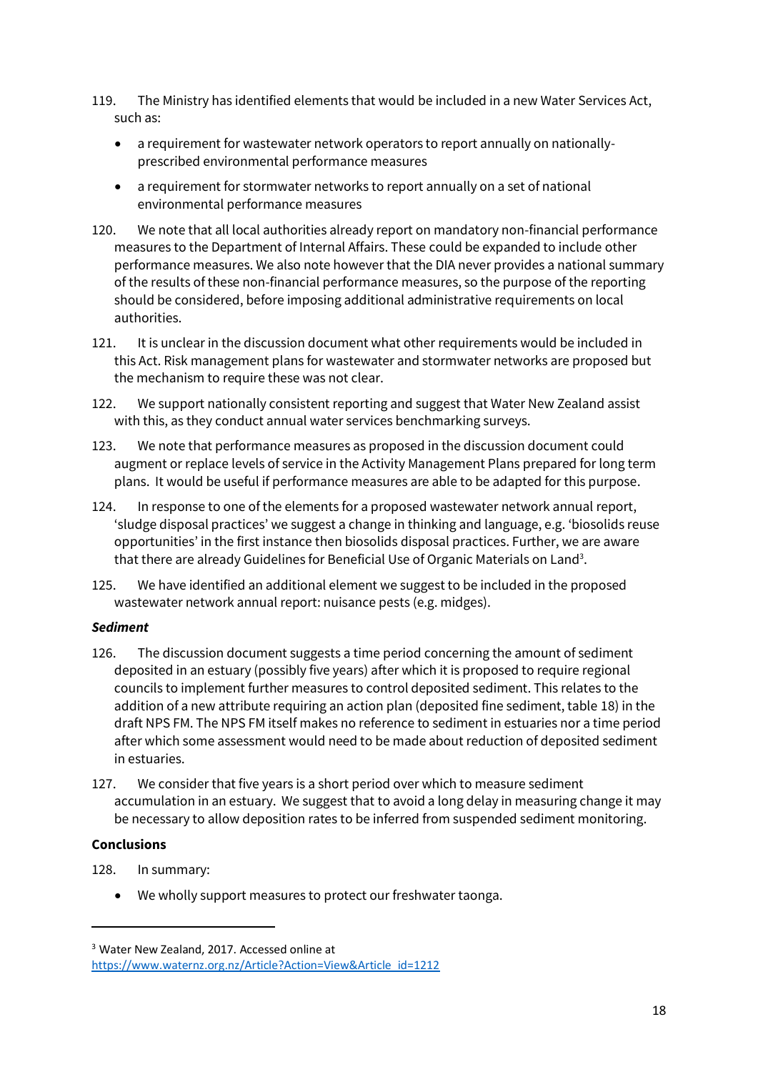119. The Ministry has identified elements that would be included in a new Water Services Act, such as:

- a requirement for wastewater network operators to report annually on nationally-prescribed environmental performance measures
- a requirement for stormwater networks to report annually on a set of national environmental performance measures

120. We note that all local authorities already report on mandatory non-financial performance measures to the Department of Internal Affairs. These could be expanded to include other performance measures. We also note however that the DIA never provides a national summary of the results of these non-financial performance measures, so the purpose of the reporting should be considered, before imposing additional administrative requirements on local authorities.

121. It is unclear in the discussion document what other requirements would be included in this Act. Risk management plans for wastewater and stormwater networks are proposed but the mechanism to require these was not clear.

122. We support nationally consistent reporting and suggest that Water New Zealand assist with this, as they conduct annual water services benchmarking surveys.

123. We note that performance measures as proposed in the discussion document could augment or replace levels of service in the Activity Management Plans prepared for long term plans. It would be useful if performance measures are able to be adapted for this purpose.

124. In response to one of the elements for a proposed wastewater network annual report, 'sludge disposal practices' we suggest a change in thinking and language, e.g. 'biosolids reuse opportunities' in the first instance then biosolids disposal practices. Further, we are aware that there are already Guidelines for Beneficial Use of Organic Materials on Land[3].

125. We have identified an additional element we suggest to be included in the proposed wastewater network annual report: nuisance pests (e.g. midges).

### *Sediment*

126. The discussion document suggests a time period concerning the amount of sediment deposited in an estuary (possibly five years) after which it is proposed to require regional councils to implement further measures to control deposited sediment. This relates to the addition of a new attribute requiring an action plan (deposited fine sediment, table 18) in the draft NPS FM. The NPS FM itself makes no reference to sediment in estuaries nor a time period after which some assessment would need to be made about reduction of deposited sediment in estuaries.

127. We consider that five years is a short period over which to measure sediment accumulation in an estuary. We suggest that to avoid a long delay in measuring change it may be necessary to allow deposition rates to be inferred from suspended sediment monitoring.

### Conclusions

128. In summary:

- We wholly support measures to protect our freshwater taonga.

---

[3] Water New Zealand, 2017. Accessed online at https://www.waternz.org.nz/Article?Action=View&Article_id=1212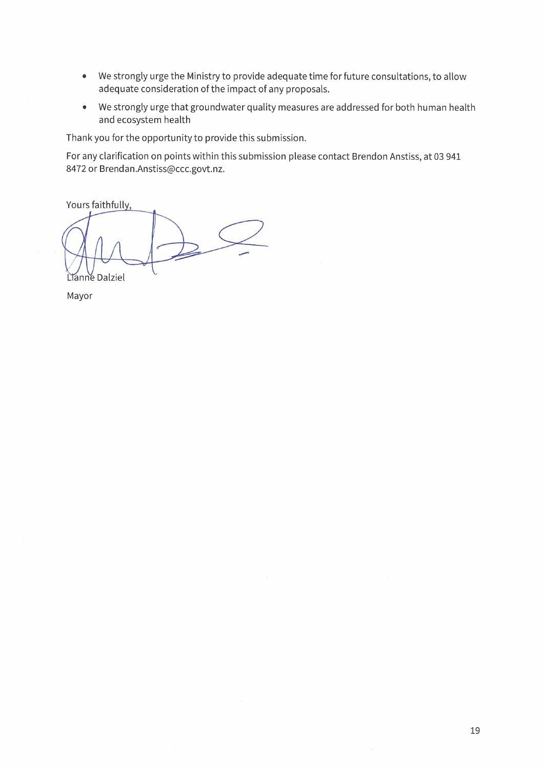- We strongly urge the Ministry to provide adequate time for future consultations, to allow adequate consideration of the impact of any proposals.
- We strongly urge that groundwater quality measures are addressed for both human health and ecosystem health

Thank you for the opportunity to provide this submission.

For any clarification on points within this submission please contact Brendon Anstiss, at 03 941 8472 or Brendan.Anstiss@ccc.govt.nz.

Yours faithfully,

Lianne Dalziel

Mayor